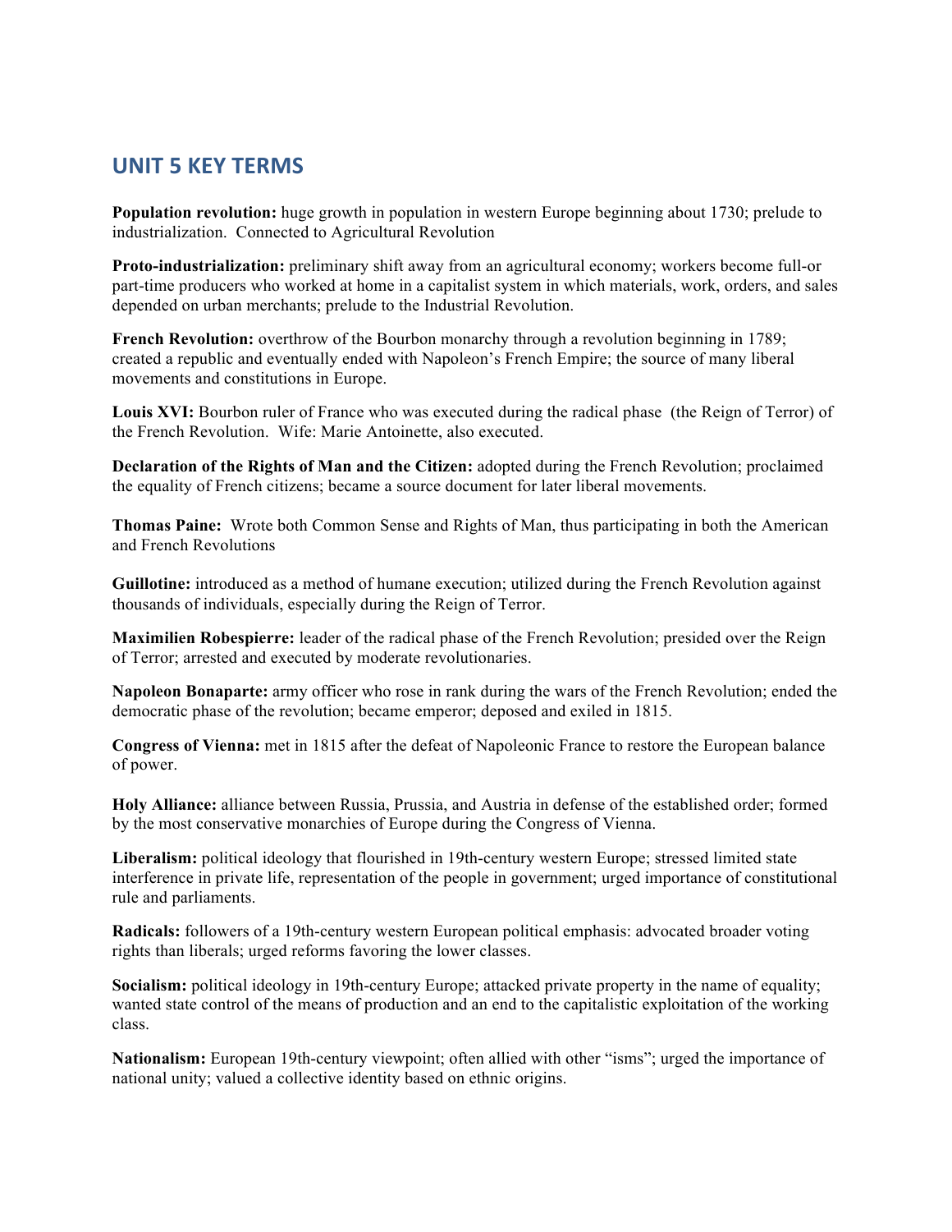## UNIT 5 KEY TERMS

**Population revolution:** huge growth in population in western Europe beginning about 1730; prelude to industrialization. Connected to Agricultural Revolution

**Proto-industrialization:** preliminary shift away from an agricultural economy; workers become full-or part-time producers who worked at home in a capitalist system in which materials, work, orders, and sales depended on urban merchants; prelude to the Industrial Revolution.

**French Revolution:** overthrow of the Bourbon monarchy through a revolution beginning in 1789; created a republic and eventually ended with Napoleon's French Empire; the source of many liberal movements and constitutions in Europe.

**Louis XVI:** Bourbon ruler of France who was executed during the radical phase (the Reign of Terror) of the French Revolution. Wife: Marie Antoinette, also executed.

**Declaration of the Rights of Man and the Citizen:** adopted during the French Revolution; proclaimed the equality of French citizens; became a source document for later liberal movements.

**Thomas Paine:** Wrote both Common Sense and Rights of Man, thus participating in both the American and French Revolutions

**Guillotine:** introduced as a method of humane execution; utilized during the French Revolution against thousands of individuals, especially during the Reign of Terror.

**Maximilien Robespierre:** leader of the radical phase of the French Revolution; presided over the Reign of Terror; arrested and executed by moderate revolutionaries.

**Napoleon Bonaparte:** army officer who rose in rank during the wars of the French Revolution; ended the democratic phase of the revolution; became emperor; deposed and exiled in 1815.

**Congress of Vienna:** met in 1815 after the defeat of Napoleonic France to restore the European balance of power.

**Holy Alliance:** alliance between Russia, Prussia, and Austria in defense of the established order; formed by the most conservative monarchies of Europe during the Congress of Vienna.

**Liberalism:** political ideology that flourished in 19th-century western Europe; stressed limited state interference in private life, representation of the people in government; urged importance of constitutional rule and parliaments.

**Radicals:** followers of a 19th-century western European political emphasis: advocated broader voting rights than liberals; urged reforms favoring the lower classes.

**Socialism:** political ideology in 19th-century Europe; attacked private property in the name of equality; wanted state control of the means of production and an end to the capitalistic exploitation of the working class.

**Nationalism:** European 19th-century viewpoint; often allied with other "isms"; urged the importance of national unity; valued a collective identity based on ethnic origins.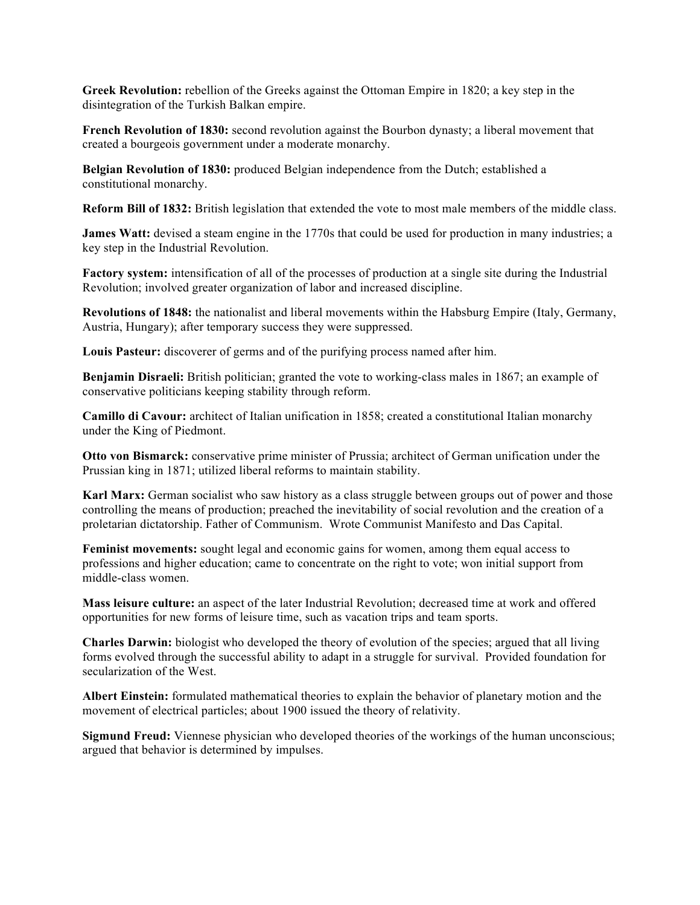**Greek Revolution:** rebellion of the Greeks against the Ottoman Empire in 1820; a key step in the disintegration of the Turkish Balkan empire.

**French Revolution of 1830:** second revolution against the Bourbon dynasty; a liberal movement that created a bourgeois government under a moderate monarchy.

**Belgian Revolution of 1830:** produced Belgian independence from the Dutch; established a constitutional monarchy.

**Reform Bill of 1832:** British legislation that extended the vote to most male members of the middle class.

**James Watt:** devised a steam engine in the 1770s that could be used for production in many industries; a key step in the Industrial Revolution.

**Factory system:** intensification of all of the processes of production at a single site during the Industrial Revolution; involved greater organization of labor and increased discipline.

**Revolutions of 1848:** the nationalist and liberal movements within the Habsburg Empire (Italy, Germany, Austria, Hungary); after temporary success they were suppressed.

**Louis Pasteur:** discoverer of germs and of the purifying process named after him.

**Benjamin Disraeli:** British politician; granted the vote to working-class males in 1867; an example of conservative politicians keeping stability through reform.

**Camillo di Cavour:** architect of Italian unification in 1858; created a constitutional Italian monarchy under the King of Piedmont.

**Otto von Bismarck:** conservative prime minister of Prussia; architect of German unification under the Prussian king in 1871; utilized liberal reforms to maintain stability.

**Karl Marx:** German socialist who saw history as a class struggle between groups out of power and those controlling the means of production; preached the inevitability of social revolution and the creation of a proletarian dictatorship. Father of Communism. Wrote Communist Manifesto and Das Capital.

**Feminist movements:** sought legal and economic gains for women, among them equal access to professions and higher education; came to concentrate on the right to vote; won initial support from middle-class women.

**Mass leisure culture:** an aspect of the later Industrial Revolution; decreased time at work and offered opportunities for new forms of leisure time, such as vacation trips and team sports.

**Charles Darwin:** biologist who developed the theory of evolution of the species; argued that all living forms evolved through the successful ability to adapt in a struggle for survival. Provided foundation for secularization of the West.

**Albert Einstein:** formulated mathematical theories to explain the behavior of planetary motion and the movement of electrical particles; about 1900 issued the theory of relativity.

**Sigmund Freud:** Viennese physician who developed theories of the workings of the human unconscious; argued that behavior is determined by impulses.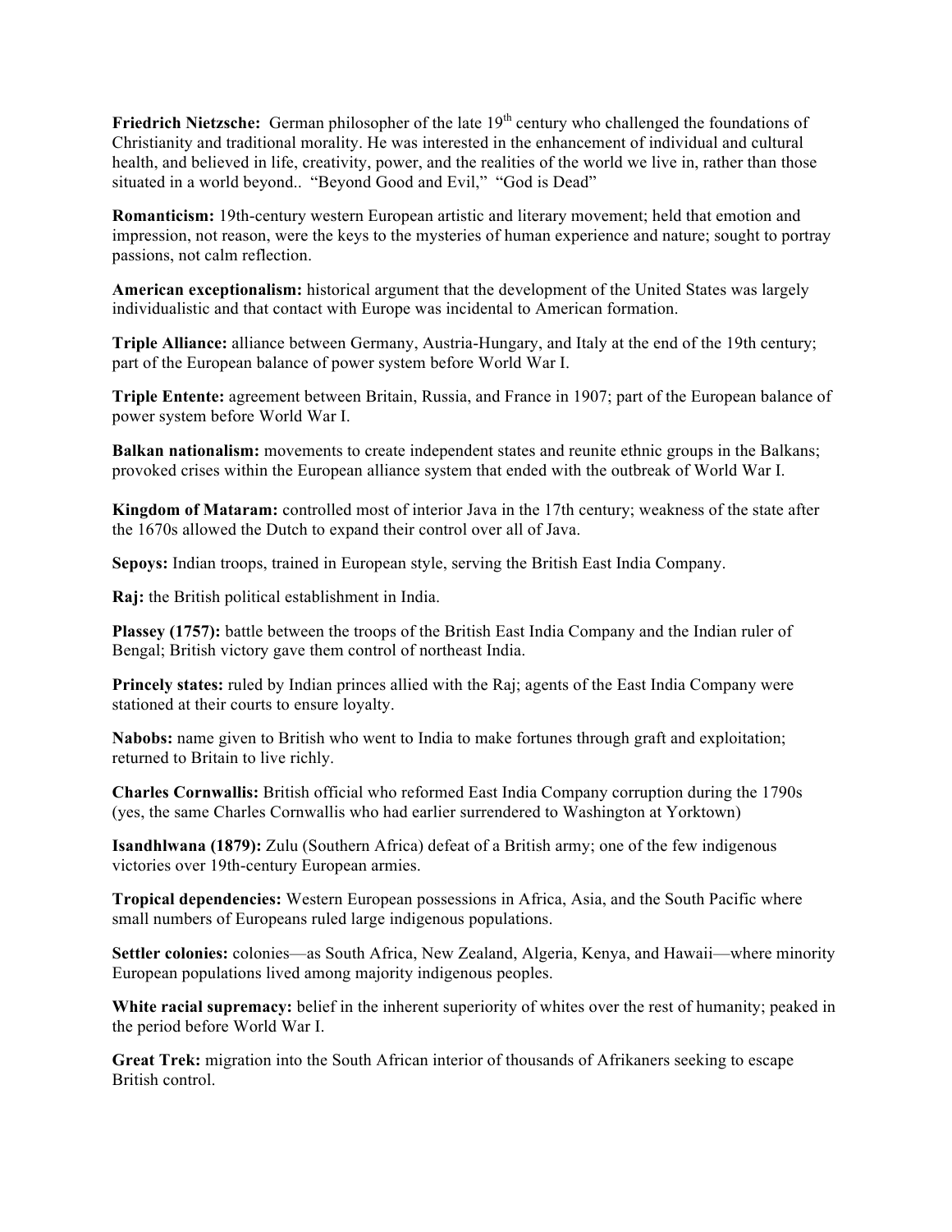**Friedrich Nietzsche:** German philosopher of the late 19th century who challenged the foundations of Christianity and traditional morality. He was interested in the enhancement of individual and cultural health, and believed in life, creativity, power, and the realities of the world we live in, rather than those situated in a world beyond.. "Beyond Good and Evil," "God is Dead"

**Romanticism:** 19th-century western European artistic and literary movement; held that emotion and impression, not reason, were the keys to the mysteries of human experience and nature; sought to portray passions, not calm reflection.

**American exceptionalism:** historical argument that the development of the United States was largely individualistic and that contact with Europe was incidental to American formation.

**Triple Alliance:** alliance between Germany, Austria-Hungary, and Italy at the end of the 19th century; part of the European balance of power system before World War I.

**Triple Entente:** agreement between Britain, Russia, and France in 1907; part of the European balance of power system before World War I.

**Balkan nationalism:** movements to create independent states and reunite ethnic groups in the Balkans; provoked crises within the European alliance system that ended with the outbreak of World War I.

**Kingdom of Mataram:** controlled most of interior Java in the 17th century; weakness of the state after the 1670s allowed the Dutch to expand their control over all of Java.

**Sepoys:** Indian troops, trained in European style, serving the British East India Company.

**Raj:** the British political establishment in India.

**Plassey (1757):** battle between the troops of the British East India Company and the Indian ruler of Bengal; British victory gave them control of northeast India.

**Princely states:** ruled by Indian princes allied with the Raj; agents of the East India Company were stationed at their courts to ensure loyalty.

**Nabobs:** name given to British who went to India to make fortunes through graft and exploitation; returned to Britain to live richly.

**Charles Cornwallis:** British official who reformed East India Company corruption during the 1790s (yes, the same Charles Cornwallis who had earlier surrendered to Washington at Yorktown)

**Isandhlwana (1879):** Zulu (Southern Africa) defeat of a British army; one of the few indigenous victories over 19th-century European armies.

**Tropical dependencies:** Western European possessions in Africa, Asia, and the South Pacific where small numbers of Europeans ruled large indigenous populations.

**Settler colonies:** colonies—as South Africa, New Zealand, Algeria, Kenya, and Hawaii—where minority European populations lived among majority indigenous peoples.

**White racial supremacy:** belief in the inherent superiority of whites over the rest of humanity; peaked in the period before World War I.

**Great Trek:** migration into the South African interior of thousands of Afrikaners seeking to escape British control.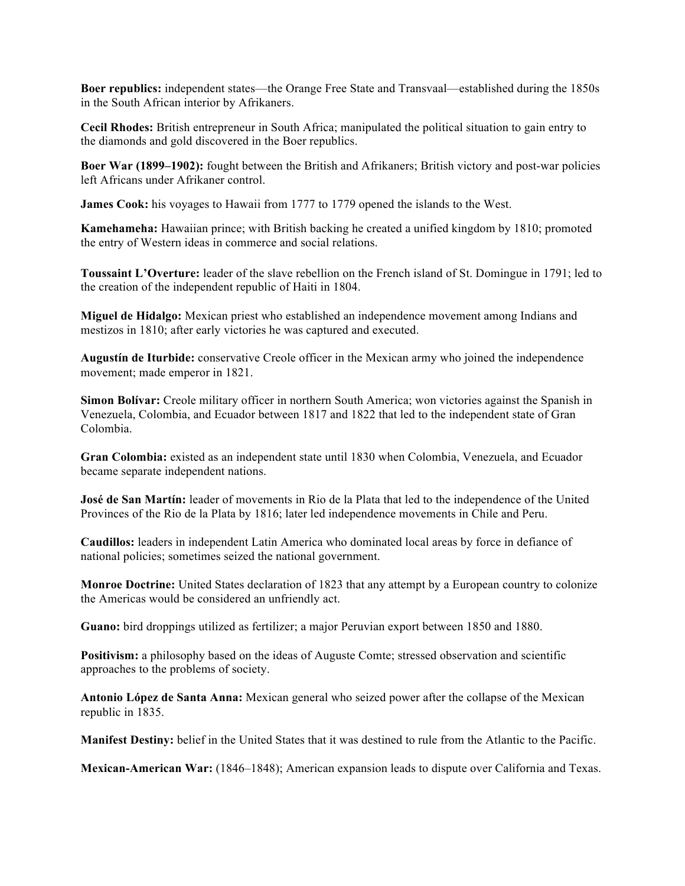**Boer republics:** independent states—the Orange Free State and Transvaal—established during the 1850s in the South African interior by Afrikaners.

**Cecil Rhodes:** British entrepreneur in South Africa; manipulated the political situation to gain entry to the diamonds and gold discovered in the Boer republics.

**Boer War (1899–1902):** fought between the British and Afrikaners; British victory and post-war policies left Africans under Afrikaner control.

**James Cook:** his voyages to Hawaii from 1777 to 1779 opened the islands to the West.

**Kamehameha:** Hawaiian prince; with British backing he created a unified kingdom by 1810; promoted the entry of Western ideas in commerce and social relations.

**Toussaint L'Overture:** leader of the slave rebellion on the French island of St. Domingue in 1791; led to the creation of the independent republic of Haiti in 1804.

**Miguel de Hidalgo:** Mexican priest who established an independence movement among Indians and mestizos in 1810; after early victories he was captured and executed.

**Augustín de Iturbide:** conservative Creole officer in the Mexican army who joined the independence movement; made emperor in 1821.

**Simon Bolívar:** Creole military officer in northern South America; won victories against the Spanish in Venezuela, Colombia, and Ecuador between 1817 and 1822 that led to the independent state of Gran Colombia.

**Gran Colombia:** existed as an independent state until 1830 when Colombia, Venezuela, and Ecuador became separate independent nations.

**José de San Martín:** leader of movements in Rio de la Plata that led to the independence of the United Provinces of the Rio de la Plata by 1816; later led independence movements in Chile and Peru.

**Caudillos:** leaders in independent Latin America who dominated local areas by force in defiance of national policies; sometimes seized the national government.

**Monroe Doctrine:** United States declaration of 1823 that any attempt by a European country to colonize the Americas would be considered an unfriendly act.

**Guano:** bird droppings utilized as fertilizer; a major Peruvian export between 1850 and 1880.

**Positivism:** a philosophy based on the ideas of Auguste Comte; stressed observation and scientific approaches to the problems of society.

**Antonio López de Santa Anna:** Mexican general who seized power after the collapse of the Mexican republic in 1835.

**Manifest Destiny:** belief in the United States that it was destined to rule from the Atlantic to the Pacific.

**Mexican-American War:** (1846–1848); American expansion leads to dispute over California and Texas.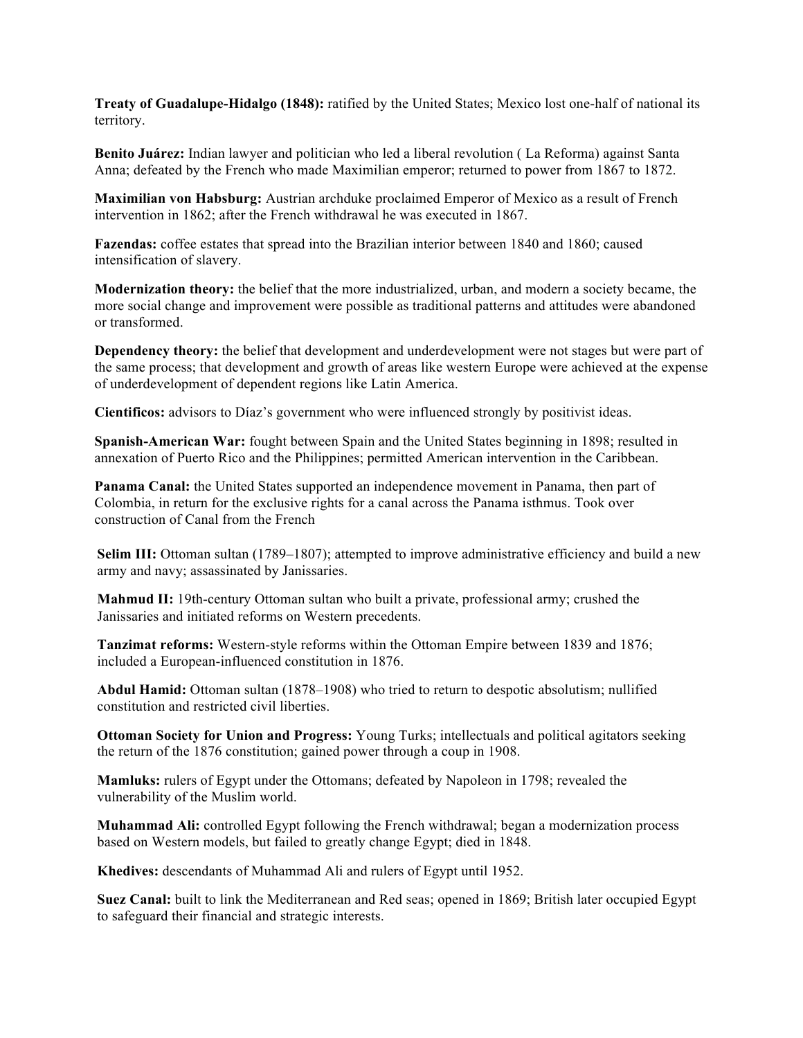**Treaty of Guadalupe-Hidalgo (1848):** ratified by the United States; Mexico lost one-half of national its territory.

**Benito Juárez:** Indian lawyer and politician who led a liberal revolution ( La Reforma) against Santa Anna; defeated by the French who made Maximilian emperor; returned to power from 1867 to 1872.

**Maximilian von Habsburg:** Austrian archduke proclaimed Emperor of Mexico as a result of French intervention in 1862; after the French withdrawal he was executed in 1867.

**Fazendas:** coffee estates that spread into the Brazilian interior between 1840 and 1860; caused intensification of slavery.

**Modernization theory:** the belief that the more industrialized, urban, and modern a society became, the more social change and improvement were possible as traditional patterns and attitudes were abandoned or transformed.

**Dependency theory:** the belief that development and underdevelopment were not stages but were part of the same process; that development and growth of areas like western Europe were achieved at the expense of underdevelopment of dependent regions like Latin America.

**Cientificos:** advisors to Díaz's government who were influenced strongly by positivist ideas.

**Spanish-American War:** fought between Spain and the United States beginning in 1898; resulted in annexation of Puerto Rico and the Philippines; permitted American intervention in the Caribbean.

**Panama Canal:** the United States supported an independence movement in Panama, then part of Colombia, in return for the exclusive rights for a canal across the Panama isthmus. Took over construction of Canal from the French

**Selim III:** Ottoman sultan (1789–1807); attempted to improve administrative efficiency and build a new army and navy; assassinated by Janissaries.

**Mahmud II:** 19th-century Ottoman sultan who built a private, professional army; crushed the Janissaries and initiated reforms on Western precedents.

**Tanzimat reforms:** Western-style reforms within the Ottoman Empire between 1839 and 1876; included a European-influenced constitution in 1876.

**Abdul Hamid:** Ottoman sultan (1878–1908) who tried to return to despotic absolutism; nullified constitution and restricted civil liberties.

**Ottoman Society for Union and Progress:** Young Turks; intellectuals and political agitators seeking the return of the 1876 constitution; gained power through a coup in 1908.

**Mamluks:** rulers of Egypt under the Ottomans; defeated by Napoleon in 1798; revealed the vulnerability of the Muslim world.

**Muhammad Ali:** controlled Egypt following the French withdrawal; began a modernization process based on Western models, but failed to greatly change Egypt; died in 1848.

**Khedives:** descendants of Muhammad Ali and rulers of Egypt until 1952.

**Suez Canal:** built to link the Mediterranean and Red seas; opened in 1869; British later occupied Egypt to safeguard their financial and strategic interests.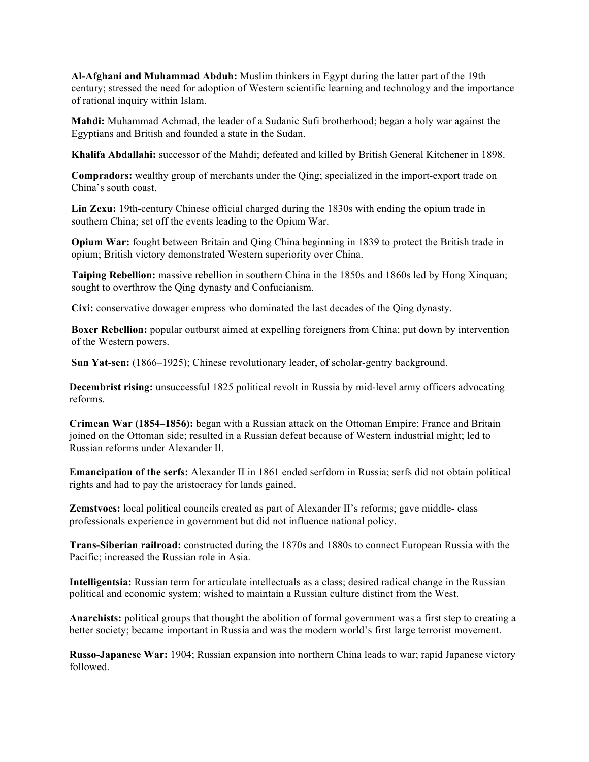**Al-Afghani and Muhammad Abduh:** Muslim thinkers in Egypt during the latter part of the 19th century; stressed the need for adoption of Western scientific learning and technology and the importance of rational inquiry within Islam.

**Mahdi:** Muhammad Achmad, the leader of a Sudanic Sufi brotherhood; began a holy war against the Egyptians and British and founded a state in the Sudan.

**Khalifa Abdallahi:** successor of the Mahdi; defeated and killed by British General Kitchener in 1898.

**Compradors:** wealthy group of merchants under the Qing; specialized in the import-export trade on China's south coast.

**Lin Zexu:** 19th-century Chinese official charged during the 1830s with ending the opium trade in southern China; set off the events leading to the Opium War.

**Opium War:** fought between Britain and Qing China beginning in 1839 to protect the British trade in opium; British victory demonstrated Western superiority over China.

**Taiping Rebellion:** massive rebellion in southern China in the 1850s and 1860s led by Hong Xinquan; sought to overthrow the Qing dynasty and Confucianism.

**Cixi:** conservative dowager empress who dominated the last decades of the Qing dynasty.

**Boxer Rebellion:** popular outburst aimed at expelling foreigners from China; put down by intervention of the Western powers.

**Sun Yat-sen:** (1866–1925); Chinese revolutionary leader, of scholar-gentry background.

**Decembrist rising:** unsuccessful 1825 political revolt in Russia by mid-level army officers advocating reforms.

**Crimean War (1854–1856):** began with a Russian attack on the Ottoman Empire; France and Britain joined on the Ottoman side; resulted in a Russian defeat because of Western industrial might; led to Russian reforms under Alexander II.

**Emancipation of the serfs:** Alexander II in 1861 ended serfdom in Russia; serfs did not obtain political rights and had to pay the aristocracy for lands gained.

**Zemstvoes:** local political councils created as part of Alexander II's reforms; gave middle- class professionals experience in government but did not influence national policy.

**Trans-Siberian railroad:** constructed during the 1870s and 1880s to connect European Russia with the Pacific; increased the Russian role in Asia.

**Intelligentsia:** Russian term for articulate intellectuals as a class; desired radical change in the Russian political and economic system; wished to maintain a Russian culture distinct from the West.

**Anarchists:** political groups that thought the abolition of formal government was a first step to creating a better society; became important in Russia and was the modern world's first large terrorist movement.

**Russo-Japanese War:** 1904; Russian expansion into northern China leads to war; rapid Japanese victory followed.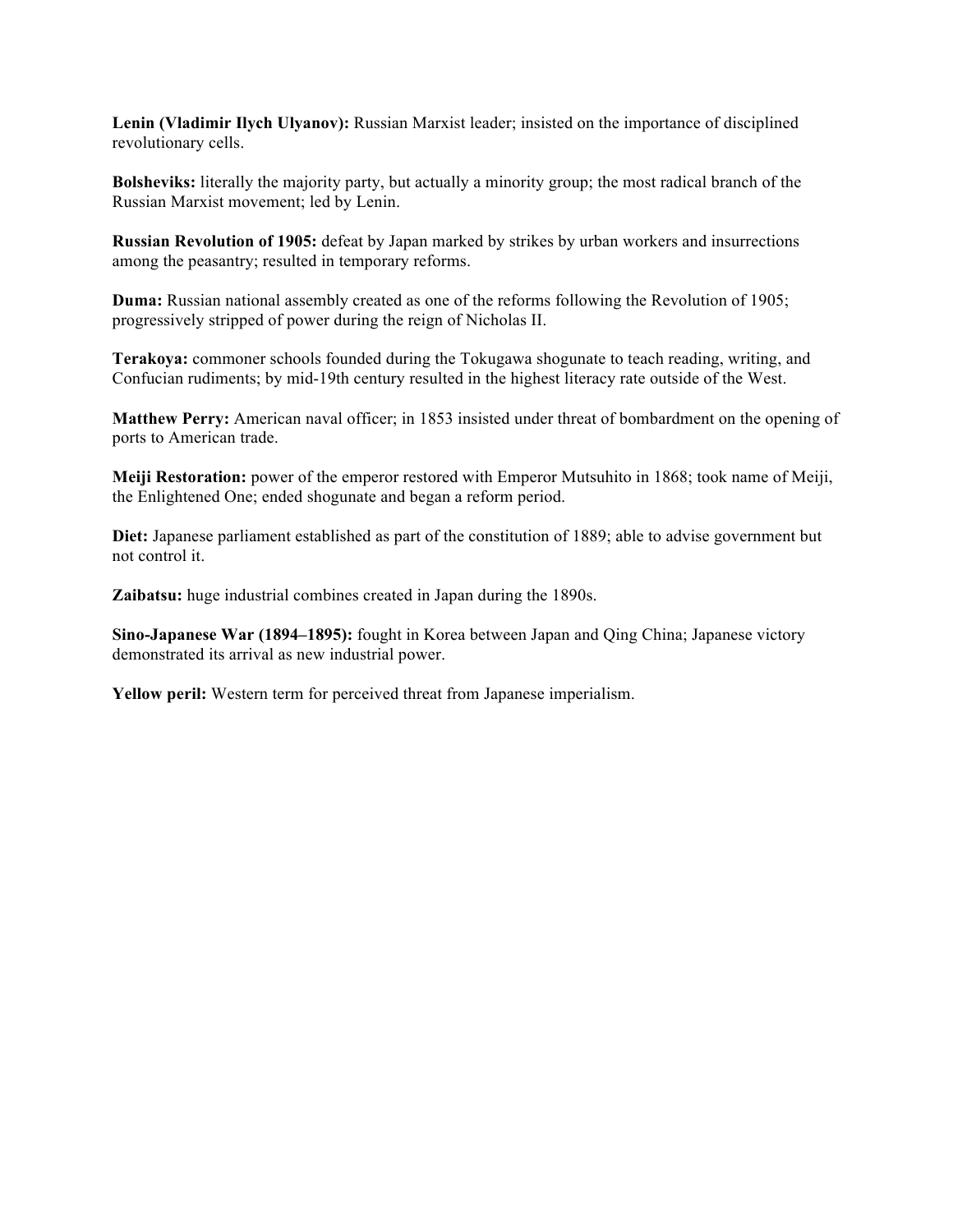**Lenin (Vladimir Ilych Ulyanov):** Russian Marxist leader; insisted on the importance of disciplined revolutionary cells.

**Bolsheviks:** literally the majority party, but actually a minority group; the most radical branch of the Russian Marxist movement; led by Lenin.

**Russian Revolution of 1905:** defeat by Japan marked by strikes by urban workers and insurrections among the peasantry; resulted in temporary reforms.

**Duma:** Russian national assembly created as one of the reforms following the Revolution of 1905; progressively stripped of power during the reign of Nicholas II.

**Terakoya:** commoner schools founded during the Tokugawa shogunate to teach reading, writing, and Confucian rudiments; by mid-19th century resulted in the highest literacy rate outside of the West.

**Matthew Perry:** American naval officer; in 1853 insisted under threat of bombardment on the opening of ports to American trade.

**Meiji Restoration:** power of the emperor restored with Emperor Mutsuhito in 1868; took name of Meiji, the Enlightened One; ended shogunate and began a reform period.

**Diet:** Japanese parliament established as part of the constitution of 1889; able to advise government but not control it.

**Zaibatsu:** huge industrial combines created in Japan during the 1890s.

**Sino-Japanese War (1894–1895):** fought in Korea between Japan and Qing China; Japanese victory demonstrated its arrival as new industrial power.

**Yellow peril:** Western term for perceived threat from Japanese imperialism.